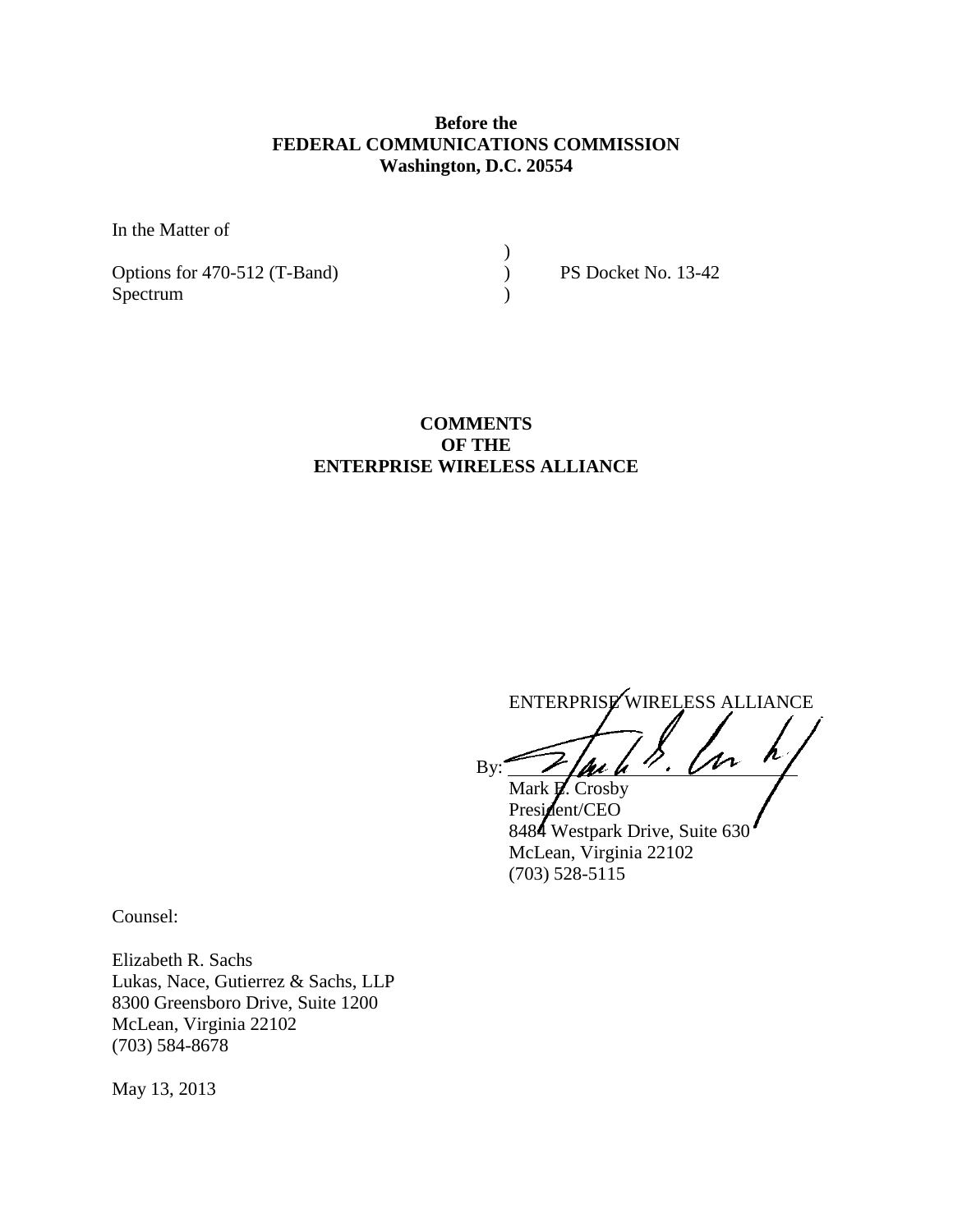**Before the**
**FEDERAL COMMUNICATIONS COMMISSION**
**Washington, D.C. 20554**

In the Matter of

| | | |
|---|---|---|
| | ) | |
| Options for 470-512 (T-Band) | ) | PS Docket No. 13-42 |
| Spectrum | ) | |

**COMMENTS**
**OF THE**
**ENTERPRISE WIRELESS ALLIANCE**

ENTERPRISE WIRELESS ALLIANCE

By: ______________________________

Mark E. Crosby
President/CEO
8484 Westpark Drive, Suite 630
McLean, Virginia 22102
(703) 528-5115

Counsel:

Elizabeth R. Sachs
Lukas, Nace, Gutierrez & Sachs, LLP
8300 Greensboro Drive, Suite 1200
McLean, Virginia 22102
(703) 584-8678

May 13, 2013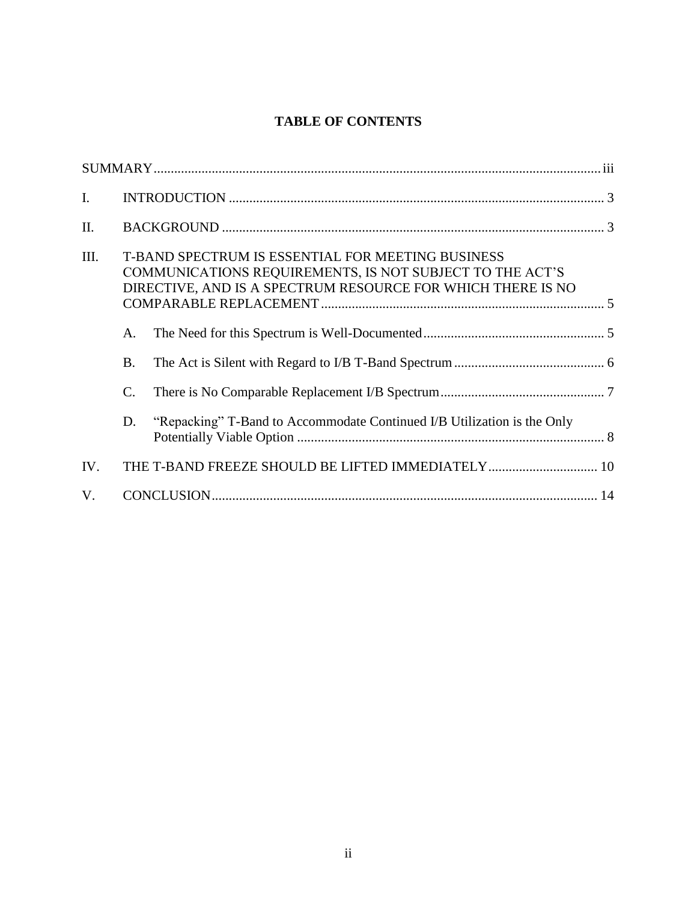# TABLE OF CONTENTS

SUMMARY .................................................................................................................................. iii

I. INTRODUCTION ............................................................................................................. 3

II. BACKGROUND ............................................................................................................... 3

III. T-BAND SPECTRUM IS ESSENTIAL FOR MEETING BUSINESS COMMUNICATIONS REQUIREMENTS, IS NOT SUBJECT TO THE ACT'S DIRECTIVE, AND IS A SPECTRUM RESOURCE FOR WHICH THERE IS NO COMPARABLE REPLACEMENT .................................................................................. 5

   A. The Need for this Spectrum is Well-Documented ..................................................... 5

   B. The Act is Silent with Regard to I/B T-Band Spectrum ............................................ 6

   C. There is No Comparable Replacement I/B Spectrum ................................................ 7

   D. "Repacking" T-Band to Accommodate Continued I/B Utilization is the Only Potentially Viable Option .......................................................................................... 8

IV. THE T-BAND FREEZE SHOULD BE LIFTED IMMEDIATELY ................................ 10

V. CONCLUSION ................................................................................................................ 14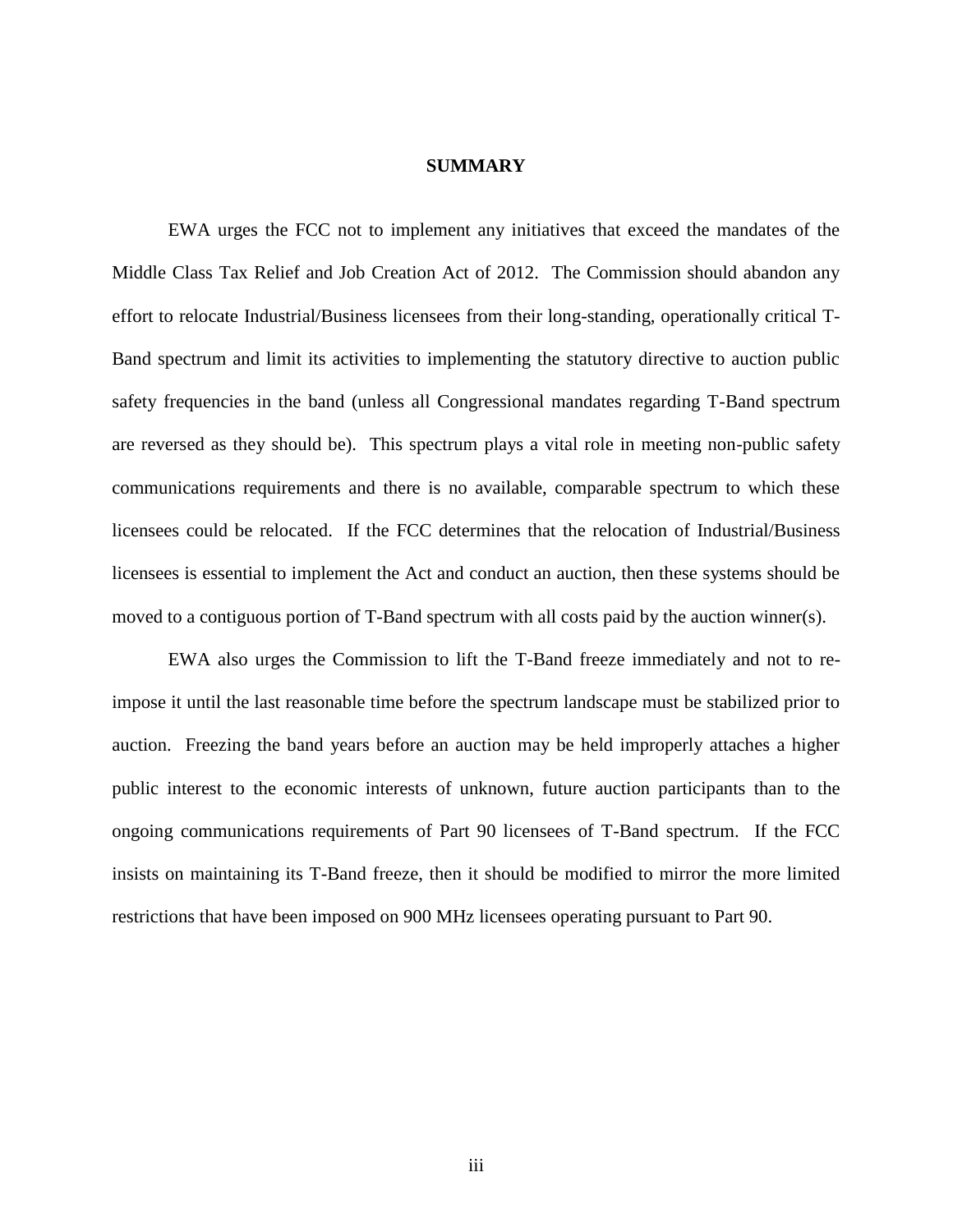## SUMMARY

EWA urges the FCC not to implement any initiatives that exceed the mandates of the Middle Class Tax Relief and Job Creation Act of 2012. The Commission should abandon any effort to relocate Industrial/Business licensees from their long-standing, operationally critical T-Band spectrum and limit its activities to implementing the statutory directive to auction public safety frequencies in the band (unless all Congressional mandates regarding T-Band spectrum are reversed as they should be). This spectrum plays a vital role in meeting non-public safety communications requirements and there is no available, comparable spectrum to which these licensees could be relocated. If the FCC determines that the relocation of Industrial/Business licensees is essential to implement the Act and conduct an auction, then these systems should be moved to a contiguous portion of T-Band spectrum with all costs paid by the auction winner(s).

EWA also urges the Commission to lift the T-Band freeze immediately and not to re-impose it until the last reasonable time before the spectrum landscape must be stabilized prior to auction. Freezing the band years before an auction may be held improperly attaches a higher public interest to the economic interests of unknown, future auction participants than to the ongoing communications requirements of Part 90 licensees of T-Band spectrum. If the FCC insists on maintaining its T-Band freeze, then it should be modified to mirror the more limited restrictions that have been imposed on 900 MHz licensees operating pursuant to Part 90.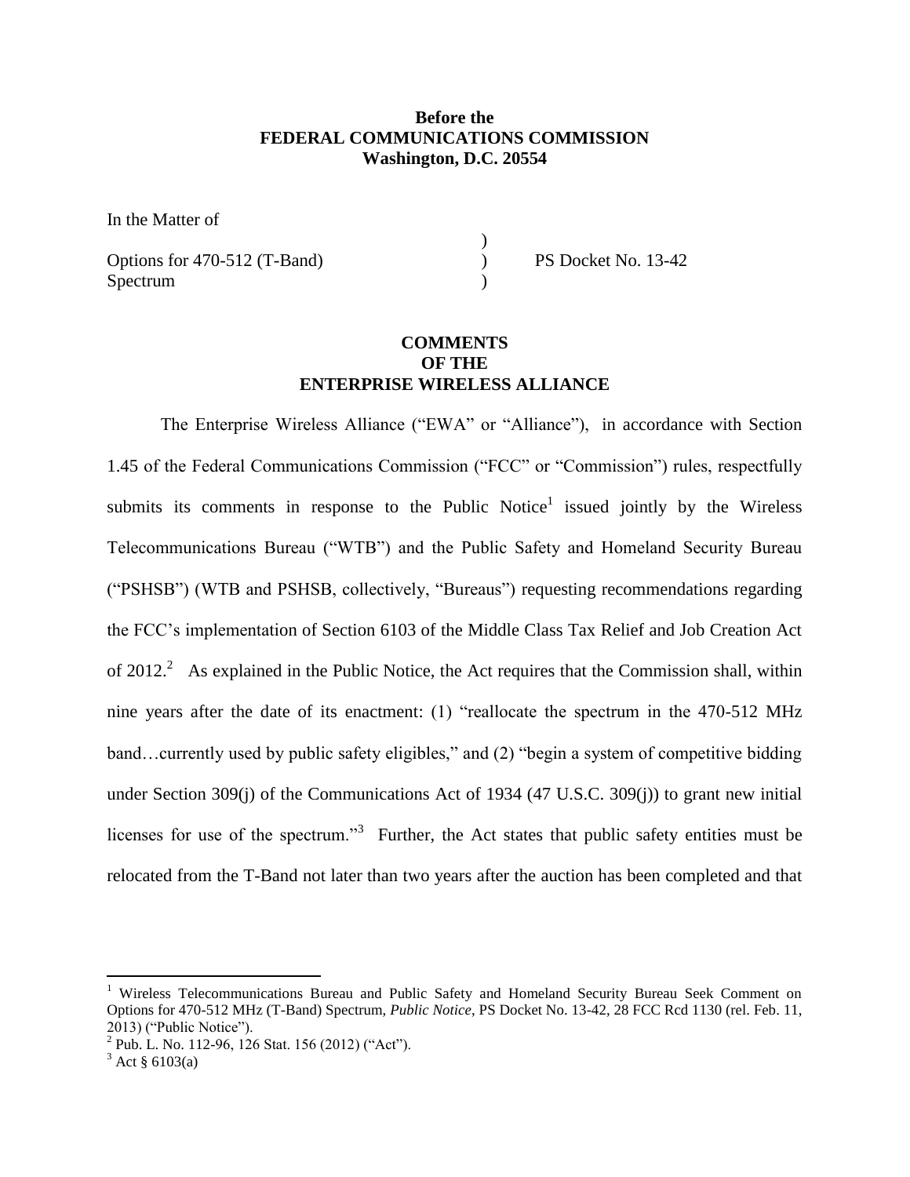**Before the**
**FEDERAL COMMUNICATIONS COMMISSION**
**Washington, D.C. 20554**

| | | |
|---|---|---|
| In the Matter of | | |
| | ) | |
| Options for 470-512 (T-Band) | ) | PS Docket No. 13-42 |
| Spectrum | ) | |

**COMMENTS**
**OF THE**
**ENTERPRISE WIRELESS ALLIANCE**

The Enterprise Wireless Alliance ("EWA" or "Alliance"), in accordance with Section 1.45 of the Federal Communications Commission ("FCC" or "Commission") rules, respectfully submits its comments in response to the Public Notice[1] issued jointly by the Wireless Telecommunications Bureau ("WTB") and the Public Safety and Homeland Security Bureau ("PSHSB") (WTB and PSHSB, collectively, "Bureaus") requesting recommendations regarding the FCC's implementation of Section 6103 of the Middle Class Tax Relief and Job Creation Act of 2012.[2] As explained in the Public Notice, the Act requires that the Commission shall, within nine years after the date of its enactment: (1) "reallocate the spectrum in the 470-512 MHz band…currently used by public safety eligibles," and (2) "begin a system of competitive bidding under Section 309(j) of the Communications Act of 1934 (47 U.S.C. 309(j)) to grant new initial licenses for use of the spectrum."[3] Further, the Act states that public safety entities must be relocated from the T-Band not later than two years after the auction has been completed and that

---

[1] Wireless Telecommunications Bureau and Public Safety and Homeland Security Bureau Seek Comment on Options for 470-512 MHz (T-Band) Spectrum, *Public Notice*, PS Docket No. 13-42, 28 FCC Rcd 1130 (rel. Feb. 11, 2013) ("Public Notice").

[2] Pub. L. No. 112-96, 126 Stat. 156 (2012) ("Act").

[3] Act § 6103(a)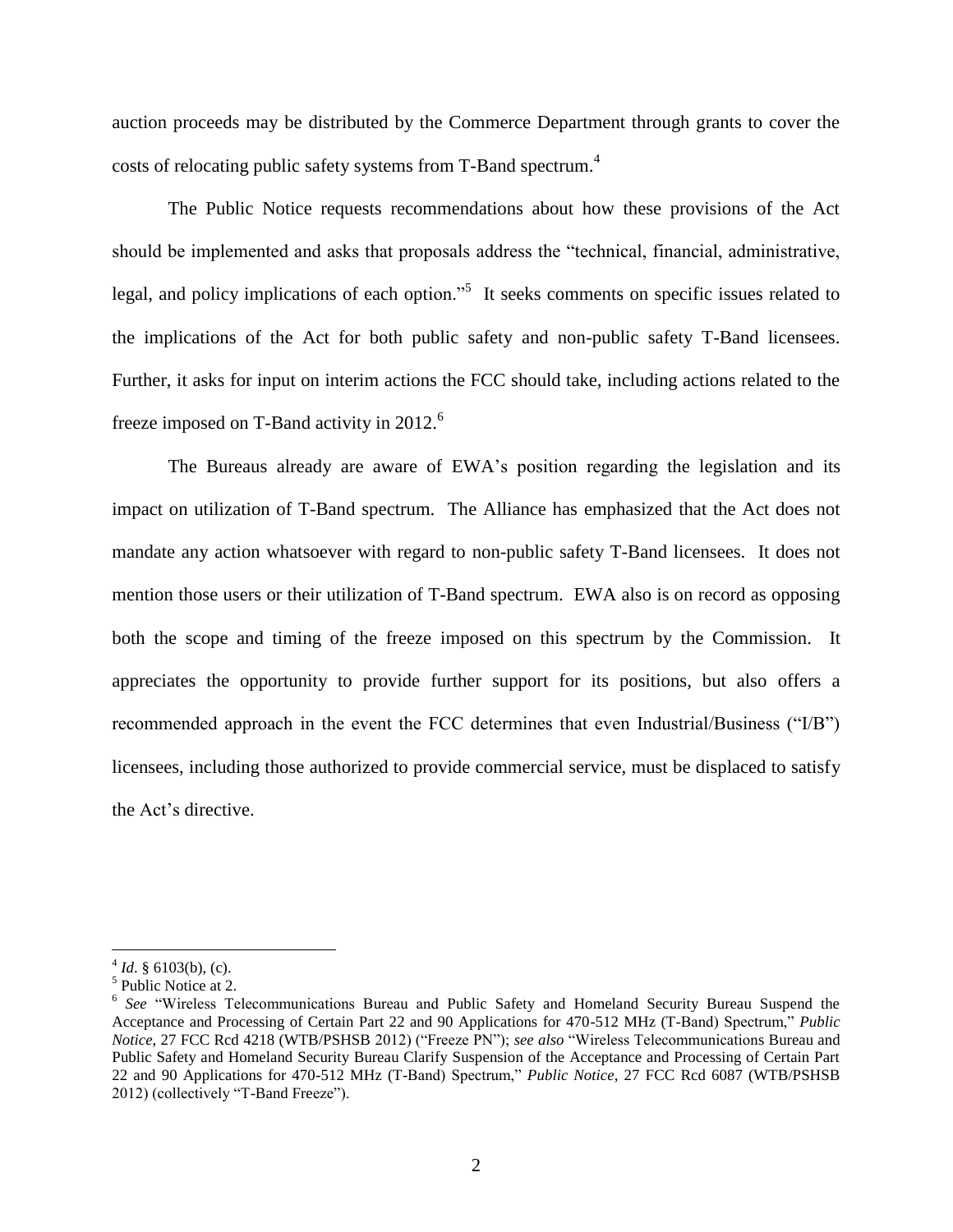auction proceeds may be distributed by the Commerce Department through grants to cover the costs of relocating public safety systems from T-Band spectrum.[4]

The Public Notice requests recommendations about how these provisions of the Act should be implemented and asks that proposals address the "technical, financial, administrative, legal, and policy implications of each option."[5] It seeks comments on specific issues related to the implications of the Act for both public safety and non-public safety T-Band licensees. Further, it asks for input on interim actions the FCC should take, including actions related to the freeze imposed on T-Band activity in 2012.[6]

The Bureaus already are aware of EWA's position regarding the legislation and its impact on utilization of T-Band spectrum. The Alliance has emphasized that the Act does not mandate any action whatsoever with regard to non-public safety T-Band licensees. It does not mention those users or their utilization of T-Band spectrum. EWA also is on record as opposing both the scope and timing of the freeze imposed on this spectrum by the Commission. It appreciates the opportunity to provide further support for its positions, but also offers a recommended approach in the event the FCC determines that even Industrial/Business ("I/B") licensees, including those authorized to provide commercial service, must be displaced to satisfy the Act's directive.

---

[4] *Id*. § 6103(b), (c).

[5] Public Notice at 2.

[6] *See* "Wireless Telecommunications Bureau and Public Safety and Homeland Security Bureau Suspend the Acceptance and Processing of Certain Part 22 and 90 Applications for 470-512 MHz (T-Band) Spectrum," *Public Notice*, 27 FCC Rcd 4218 (WTB/PSHSB 2012) ("Freeze PN"); *see also* "Wireless Telecommunications Bureau and Public Safety and Homeland Security Bureau Clarify Suspension of the Acceptance and Processing of Certain Part 22 and 90 Applications for 470-512 MHz (T-Band) Spectrum," *Public Notice*, 27 FCC Rcd 6087 (WTB/PSHSB 2012) (collectively "T-Band Freeze").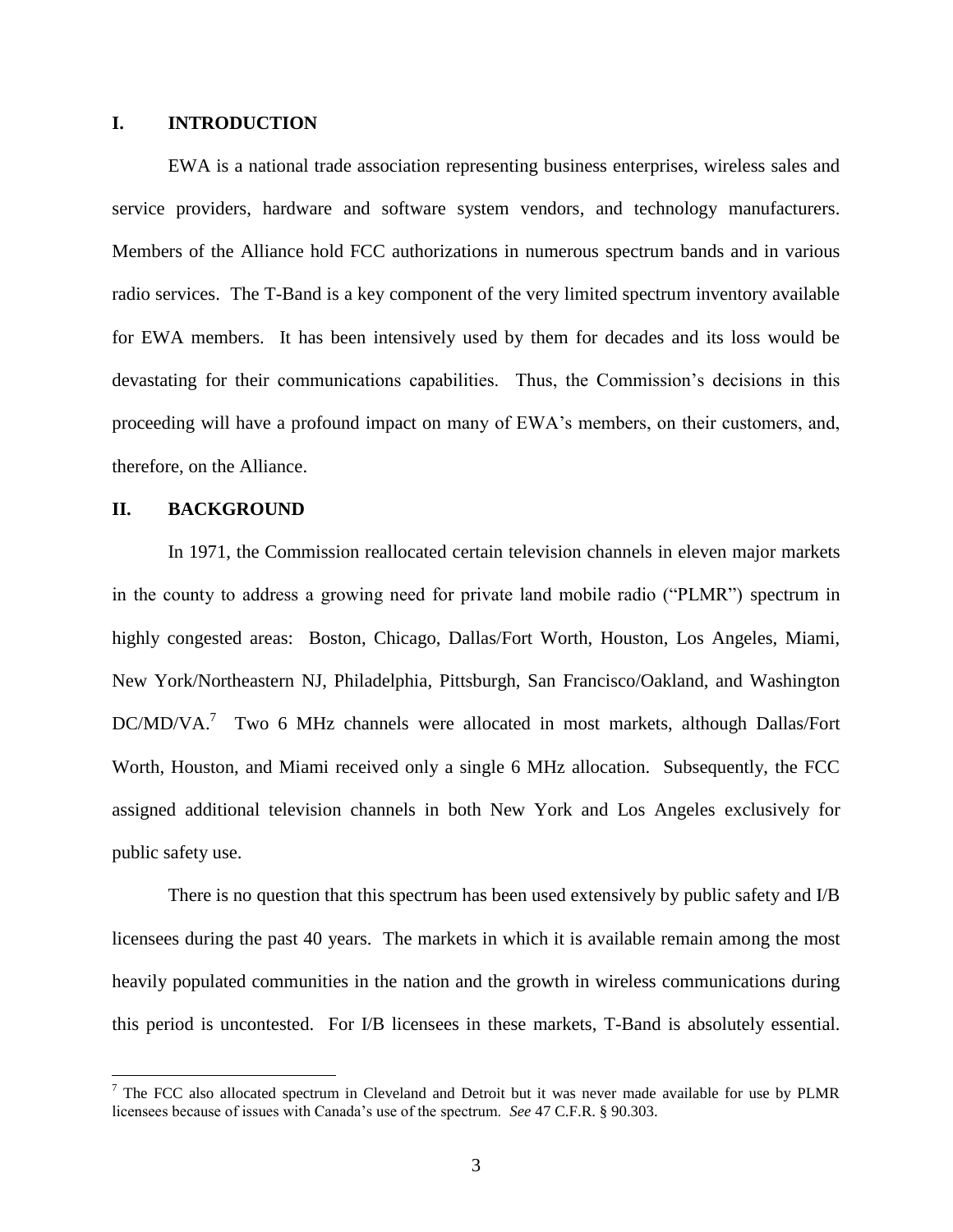## I. INTRODUCTION

EWA is a national trade association representing business enterprises, wireless sales and service providers, hardware and software system vendors, and technology manufacturers. Members of the Alliance hold FCC authorizations in numerous spectrum bands and in various radio services. The T-Band is a key component of the very limited spectrum inventory available for EWA members. It has been intensively used by them for decades and its loss would be devastating for their communications capabilities. Thus, the Commission's decisions in this proceeding will have a profound impact on many of EWA's members, on their customers, and, therefore, on the Alliance.

## II. BACKGROUND

In 1971, the Commission reallocated certain television channels in eleven major markets in the county to address a growing need for private land mobile radio ("PLMR") spectrum in highly congested areas: Boston, Chicago, Dallas/Fort Worth, Houston, Los Angeles, Miami, New York/Northeastern NJ, Philadelphia, Pittsburgh, San Francisco/Oakland, and Washington DC/MD/VA.[7] Two 6 MHz channels were allocated in most markets, although Dallas/Fort Worth, Houston, and Miami received only a single 6 MHz allocation. Subsequently, the FCC assigned additional television channels in both New York and Los Angeles exclusively for public safety use.

There is no question that this spectrum has been used extensively by public safety and I/B licensees during the past 40 years. The markets in which it is available remain among the most heavily populated communities in the nation and the growth in wireless communications during this period is uncontested. For I/B licensees in these markets, T-Band is absolutely essential.

---

[7] The FCC also allocated spectrum in Cleveland and Detroit but it was never made available for use by PLMR licensees because of issues with Canada's use of the spectrum. *See* 47 C.F.R. § 90.303.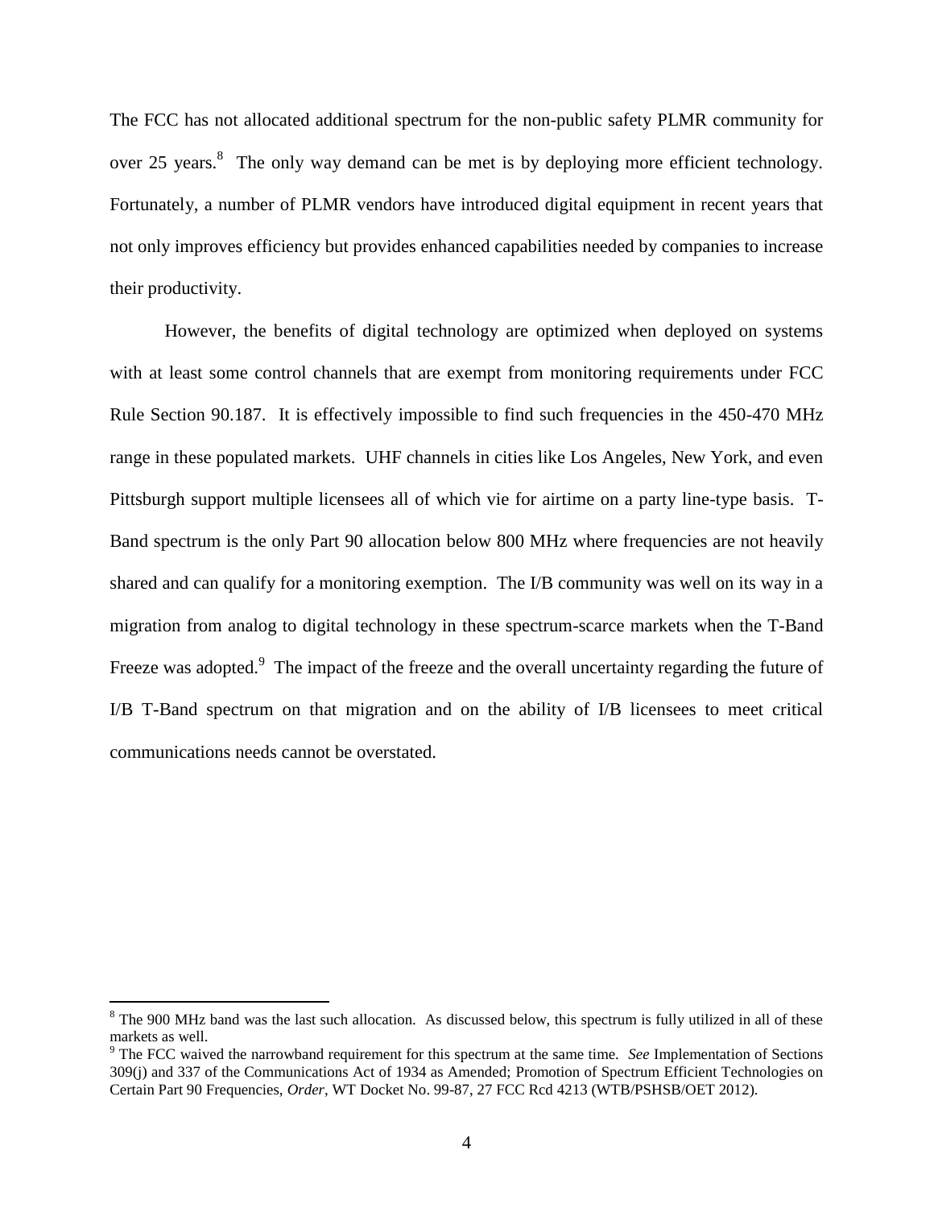The FCC has not allocated additional spectrum for the non-public safety PLMR community for over 25 years.[8] The only way demand can be met is by deploying more efficient technology. Fortunately, a number of PLMR vendors have introduced digital equipment in recent years that not only improves efficiency but provides enhanced capabilities needed by companies to increase their productivity.

However, the benefits of digital technology are optimized when deployed on systems with at least some control channels that are exempt from monitoring requirements under FCC Rule Section 90.187. It is effectively impossible to find such frequencies in the 450-470 MHz range in these populated markets. UHF channels in cities like Los Angeles, New York, and even Pittsburgh support multiple licensees all of which vie for airtime on a party line-type basis. T-Band spectrum is the only Part 90 allocation below 800 MHz where frequencies are not heavily shared and can qualify for a monitoring exemption. The I/B community was well on its way in a migration from analog to digital technology in these spectrum-scarce markets when the T-Band Freeze was adopted.[9] The impact of the freeze and the overall uncertainty regarding the future of I/B T-Band spectrum on that migration and on the ability of I/B licensees to meet critical communications needs cannot be overstated.

---

[8] The 900 MHz band was the last such allocation. As discussed below, this spectrum is fully utilized in all of these markets as well.

[9] The FCC waived the narrowband requirement for this spectrum at the same time. *See* Implementation of Sections 309(j) and 337 of the Communications Act of 1934 as Amended; Promotion of Spectrum Efficient Technologies on Certain Part 90 Frequencies, *Order*, WT Docket No. 99-87, 27 FCC Rcd 4213 (WTB/PSHSB/OET 2012).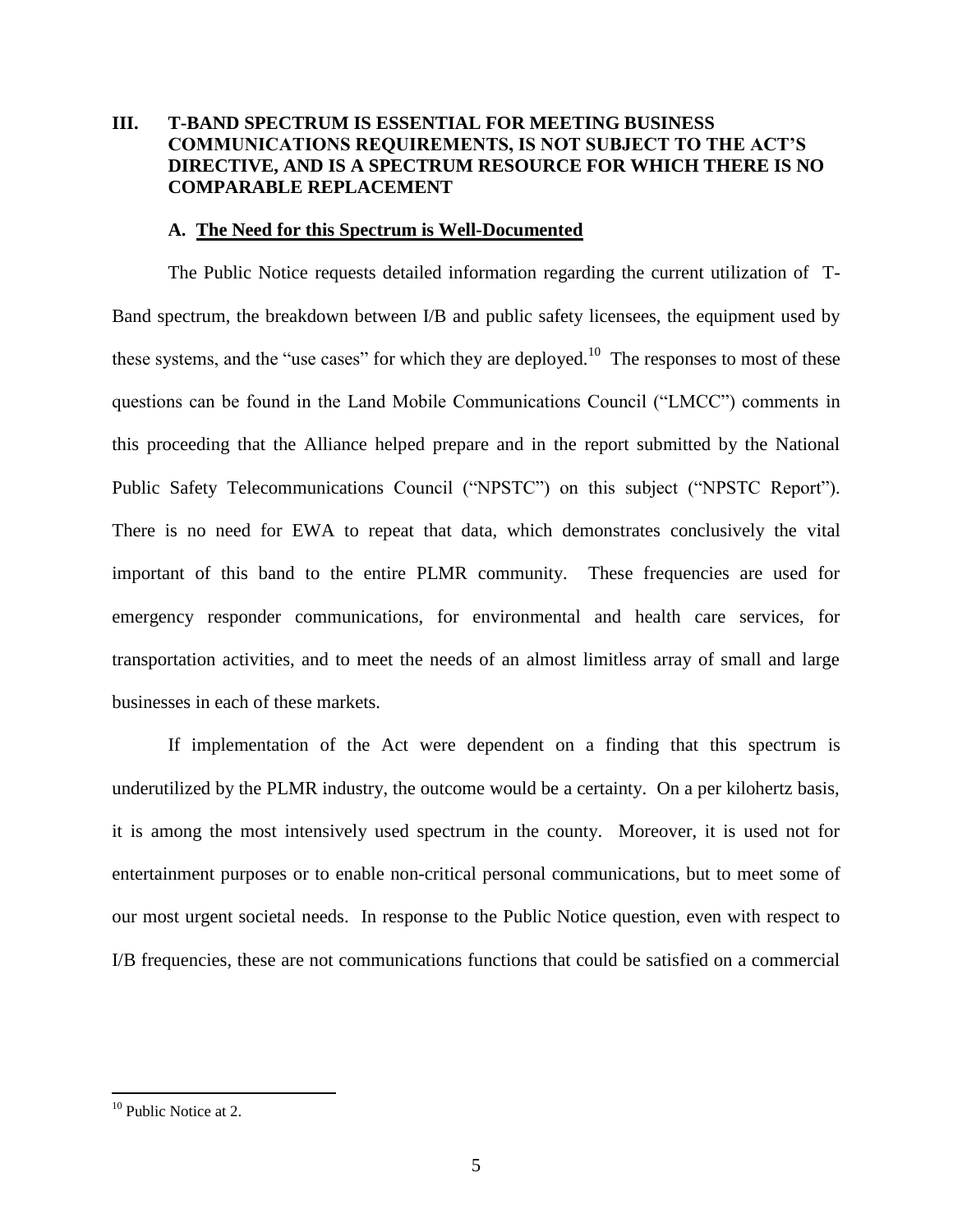## III. T-BAND SPECTRUM IS ESSENTIAL FOR MEETING BUSINESS COMMUNICATIONS REQUIREMENTS, IS NOT SUBJECT TO THE ACT'S DIRECTIVE, AND IS A SPECTRUM RESOURCE FOR WHICH THERE IS NO COMPARABLE REPLACEMENT

### A. The Need for this Spectrum is Well-Documented

The Public Notice requests detailed information regarding the current utilization of T-Band spectrum, the breakdown between I/B and public safety licensees, the equipment used by these systems, and the "use cases" for which they are deployed.[10] The responses to most of these questions can be found in the Land Mobile Communications Council ("LMCC") comments in this proceeding that the Alliance helped prepare and in the report submitted by the National Public Safety Telecommunications Council ("NPSTC") on this subject ("NPSTC Report"). There is no need for EWA to repeat that data, which demonstrates conclusively the vital important of this band to the entire PLMR community. These frequencies are used for emergency responder communications, for environmental and health care services, for transportation activities, and to meet the needs of an almost limitless array of small and large businesses in each of these markets.

If implementation of the Act were dependent on a finding that this spectrum is underutilized by the PLMR industry, the outcome would be a certainty. On a per kilohertz basis, it is among the most intensively used spectrum in the county. Moreover, it is used not for entertainment purposes or to enable non-critical personal communications, but to meet some of our most urgent societal needs. In response to the Public Notice question, even with respect to I/B frequencies, these are not communications functions that could be satisfied on a commercial

[10] Public Notice at 2.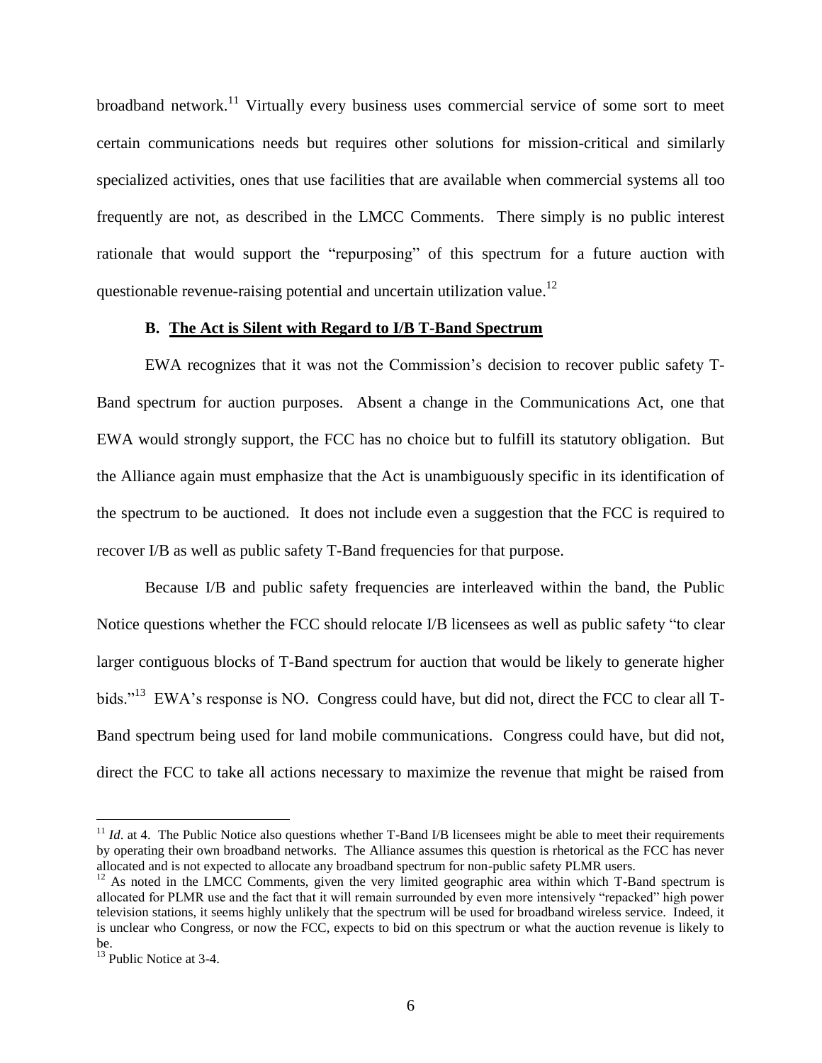broadband network.[11] Virtually every business uses commercial service of some sort to meet certain communications needs but requires other solutions for mission-critical and similarly specialized activities, ones that use facilities that are available when commercial systems all too frequently are not, as described in the LMCC Comments. There simply is no public interest rationale that would support the "repurposing" of this spectrum for a future auction with questionable revenue-raising potential and uncertain utilization value.[12]

### B. <u>The Act is Silent with Regard to I/B T-Band Spectrum</u>

EWA recognizes that it was not the Commission's decision to recover public safety T-Band spectrum for auction purposes. Absent a change in the Communications Act, one that EWA would strongly support, the FCC has no choice but to fulfill its statutory obligation. But the Alliance again must emphasize that the Act is unambiguously specific in its identification of the spectrum to be auctioned. It does not include even a suggestion that the FCC is required to recover I/B as well as public safety T-Band frequencies for that purpose.

Because I/B and public safety frequencies are interleaved within the band, the Public Notice questions whether the FCC should relocate I/B licensees as well as public safety "to clear larger contiguous blocks of T-Band spectrum for auction that would be likely to generate higher bids."[13] EWA's response is NO. Congress could have, but did not, direct the FCC to clear all T-Band spectrum being used for land mobile communications. Congress could have, but did not, direct the FCC to take all actions necessary to maximize the revenue that might be raised from

---

[11] *Id*. at 4. The Public Notice also questions whether T-Band I/B licensees might be able to meet their requirements by operating their own broadband networks. The Alliance assumes this question is rhetorical as the FCC has never allocated and is not expected to allocate any broadband spectrum for non-public safety PLMR users.

[12] As noted in the LMCC Comments, given the very limited geographic area within which T-Band spectrum is allocated for PLMR use and the fact that it will remain surrounded by even more intensively "repacked" high power television stations, it seems highly unlikely that the spectrum will be used for broadband wireless service. Indeed, it is unclear who Congress, or now the FCC, expects to bid on this spectrum or what the auction revenue is likely to be.

[13] Public Notice at 3-4.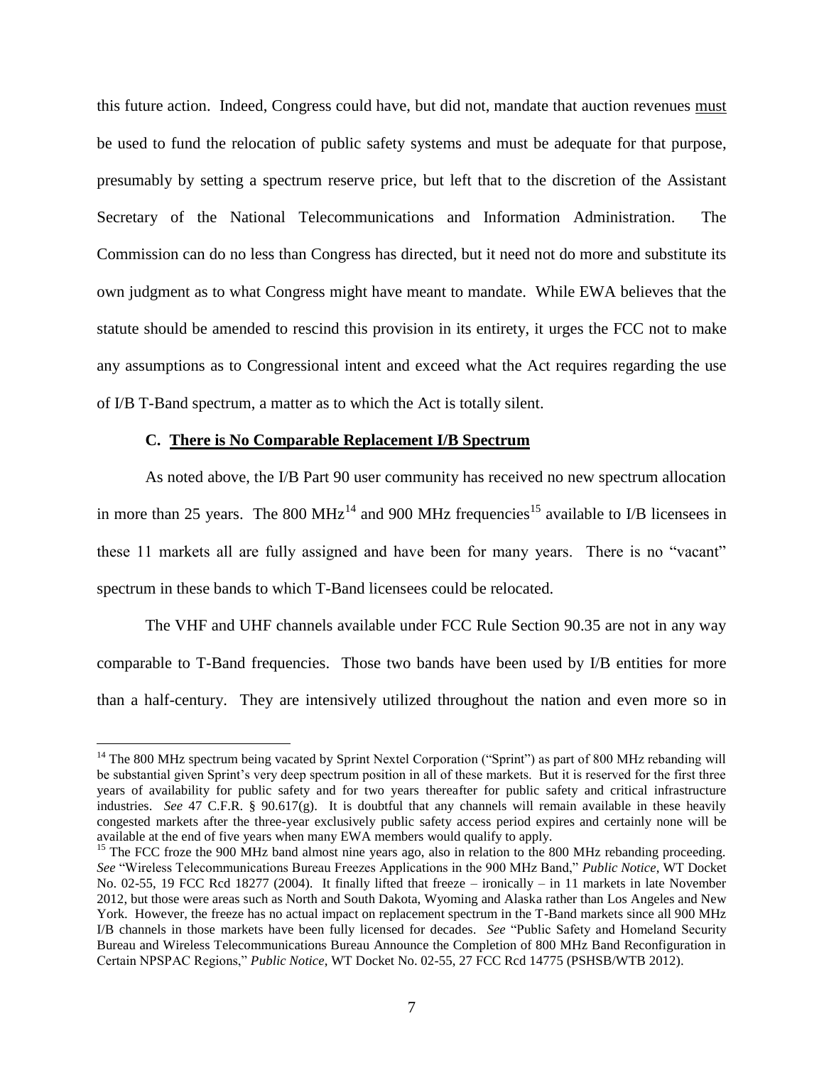this future action. Indeed, Congress could have, but did not, mandate that auction revenues must be used to fund the relocation of public safety systems and must be adequate for that purpose, presumably by setting a spectrum reserve price, but left that to the discretion of the Assistant Secretary of the National Telecommunications and Information Administration. The Commission can do no less than Congress has directed, but it need not do more and substitute its own judgment as to what Congress might have meant to mandate. While EWA believes that the statute should be amended to rescind this provision in its entirety, it urges the FCC not to make any assumptions as to Congressional intent and exceed what the Act requires regarding the use of I/B T-Band spectrum, a matter as to which the Act is totally silent.

### C. There is No Comparable Replacement I/B Spectrum

As noted above, the I/B Part 90 user community has received no new spectrum allocation in more than 25 years. The 800 MHz[14] and 900 MHz frequencies[15] available to I/B licensees in these 11 markets all are fully assigned and have been for many years. There is no "vacant" spectrum in these bands to which T-Band licensees could be relocated.

The VHF and UHF channels available under FCC Rule Section 90.35 are not in any way comparable to T-Band frequencies. Those two bands have been used by I/B entities for more than a half-century. They are intensively utilized throughout the nation and even more so in

---

[14] The 800 MHz spectrum being vacated by Sprint Nextel Corporation ("Sprint") as part of 800 MHz rebanding will be substantial given Sprint's very deep spectrum position in all of these markets. But it is reserved for the first three years of availability for public safety and for two years thereafter for public safety and critical infrastructure industries. *See* 47 C.F.R. § 90.617(g). It is doubtful that any channels will remain available in these heavily congested markets after the three-year exclusively public safety access period expires and certainly none will be available at the end of five years when many EWA members would qualify to apply.

[15] The FCC froze the 900 MHz band almost nine years ago, also in relation to the 800 MHz rebanding proceeding. *See* "Wireless Telecommunications Bureau Freezes Applications in the 900 MHz Band," *Public Notice*, WT Docket No. 02-55, 19 FCC Rcd 18277 (2004). It finally lifted that freeze – ironically – in 11 markets in late November 2012, but those were areas such as North and South Dakota, Wyoming and Alaska rather than Los Angeles and New York. However, the freeze has no actual impact on replacement spectrum in the T-Band markets since all 900 MHz I/B channels in those markets have been fully licensed for decades. *See* "Public Safety and Homeland Security Bureau and Wireless Telecommunications Bureau Announce the Completion of 800 MHz Band Reconfiguration in Certain NPSPAC Regions," *Public Notice*, WT Docket No. 02-55, 27 FCC Rcd 14775 (PSHSB/WTB 2012).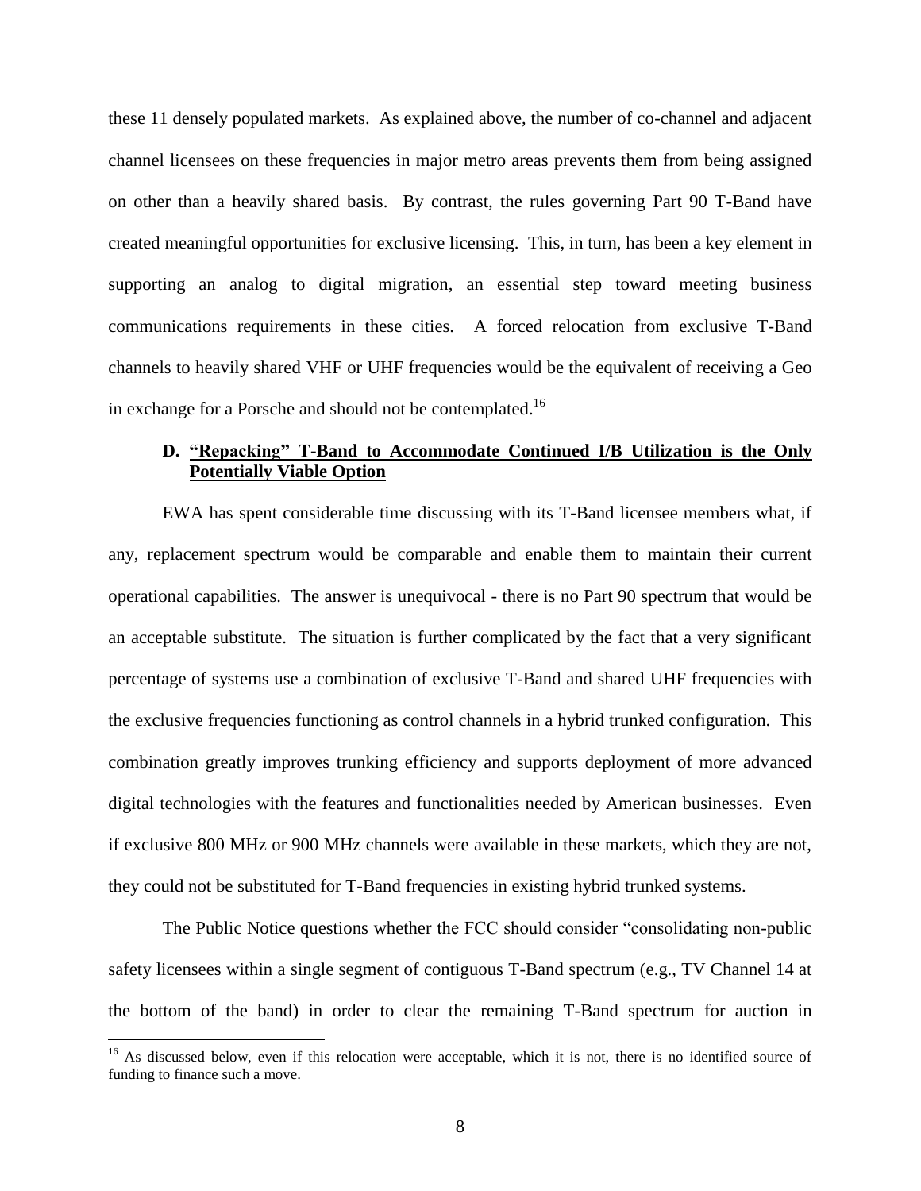these 11 densely populated markets. As explained above, the number of co-channel and adjacent channel licensees on these frequencies in major metro areas prevents them from being assigned on other than a heavily shared basis. By contrast, the rules governing Part 90 T-Band have created meaningful opportunities for exclusive licensing. This, in turn, has been a key element in supporting an analog to digital migration, an essential step toward meeting business communications requirements in these cities. A forced relocation from exclusive T-Band channels to heavily shared VHF or UHF frequencies would be the equivalent of receiving a Geo in exchange for a Porsche and should not be contemplated.[16]

### D. "Repacking" T-Band to Accommodate Continued I/B Utilization is the Only Potentially Viable Option

EWA has spent considerable time discussing with its T-Band licensee members what, if any, replacement spectrum would be comparable and enable them to maintain their current operational capabilities. The answer is unequivocal - there is no Part 90 spectrum that would be an acceptable substitute. The situation is further complicated by the fact that a very significant percentage of systems use a combination of exclusive T-Band and shared UHF frequencies with the exclusive frequencies functioning as control channels in a hybrid trunked configuration. This combination greatly improves trunking efficiency and supports deployment of more advanced digital technologies with the features and functionalities needed by American businesses. Even if exclusive 800 MHz or 900 MHz channels were available in these markets, which they are not, they could not be substituted for T-Band frequencies in existing hybrid trunked systems.

The Public Notice questions whether the FCC should consider "consolidating non-public safety licensees within a single segment of contiguous T-Band spectrum (e.g., TV Channel 14 at the bottom of the band) in order to clear the remaining T-Band spectrum for auction in

---

[16] As discussed below, even if this relocation were acceptable, which it is not, there is no identified source of funding to finance such a move.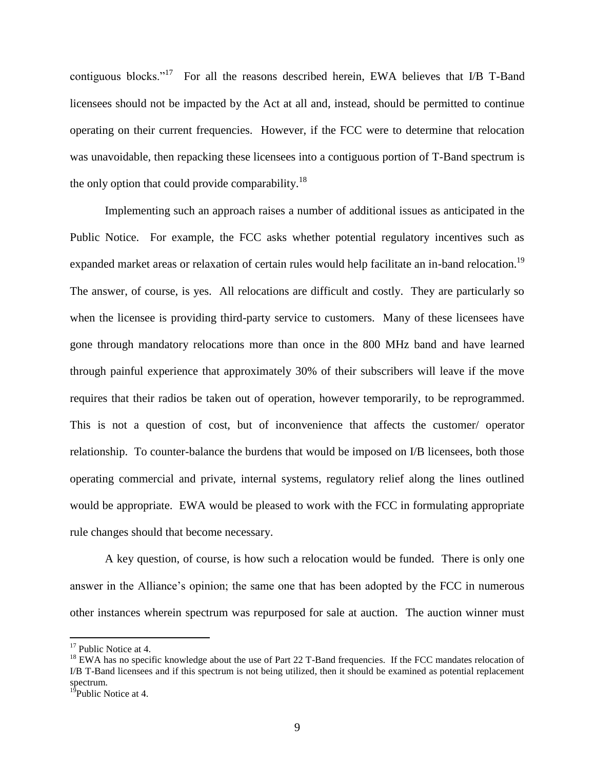contiguous blocks."[17] For all the reasons described herein, EWA believes that I/B T-Band licensees should not be impacted by the Act at all and, instead, should be permitted to continue operating on their current frequencies. However, if the FCC were to determine that relocation was unavoidable, then repacking these licensees into a contiguous portion of T-Band spectrum is the only option that could provide comparability.[18]

Implementing such an approach raises a number of additional issues as anticipated in the Public Notice. For example, the FCC asks whether potential regulatory incentives such as expanded market areas or relaxation of certain rules would help facilitate an in-band relocation.[19] The answer, of course, is yes. All relocations are difficult and costly. They are particularly so when the licensee is providing third-party service to customers. Many of these licensees have gone through mandatory relocations more than once in the 800 MHz band and have learned through painful experience that approximately 30% of their subscribers will leave if the move requires that their radios be taken out of operation, however temporarily, to be reprogrammed. This is not a question of cost, but of inconvenience that affects the customer/ operator relationship. To counter-balance the burdens that would be imposed on I/B licensees, both those operating commercial and private, internal systems, regulatory relief along the lines outlined would be appropriate. EWA would be pleased to work with the FCC in formulating appropriate rule changes should that become necessary.

A key question, of course, is how such a relocation would be funded. There is only one answer in the Alliance's opinion; the same one that has been adopted by the FCC in numerous other instances wherein spectrum was repurposed for sale at auction. The auction winner must

---

[17] Public Notice at 4.

[18] EWA has no specific knowledge about the use of Part 22 T-Band frequencies. If the FCC mandates relocation of I/B T-Band licensees and if this spectrum is not being utilized, then it should be examined as potential replacement spectrum.

[19] Public Notice at 4.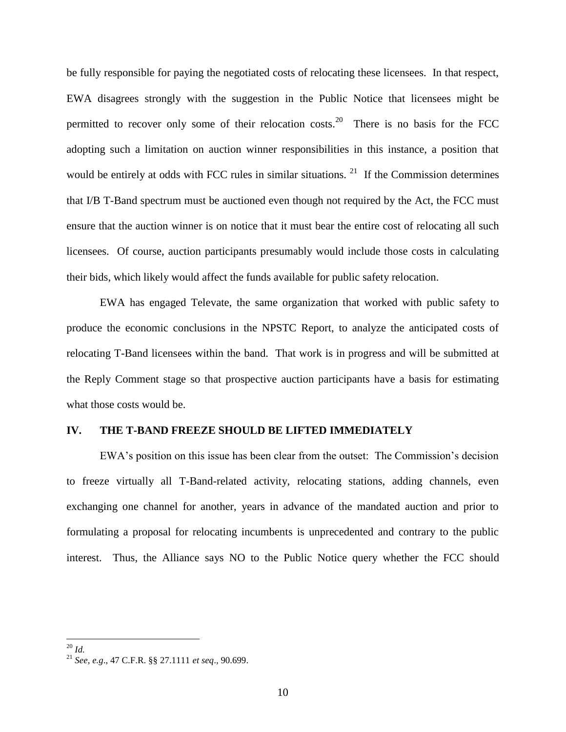be fully responsible for paying the negotiated costs of relocating these licensees. In that respect, EWA disagrees strongly with the suggestion in the Public Notice that licensees might be permitted to recover only some of their relocation costs.[20] There is no basis for the FCC adopting such a limitation on auction winner responsibilities in this instance, a position that would be entirely at odds with FCC rules in similar situations.[21] If the Commission determines that I/B T-Band spectrum must be auctioned even though not required by the Act, the FCC must ensure that the auction winner is on notice that it must bear the entire cost of relocating all such licensees. Of course, auction participants presumably would include those costs in calculating their bids, which likely would affect the funds available for public safety relocation.

EWA has engaged Televate, the same organization that worked with public safety to produce the economic conclusions in the NPSTC Report, to analyze the anticipated costs of relocating T-Band licensees within the band. That work is in progress and will be submitted at the Reply Comment stage so that prospective auction participants have a basis for estimating what those costs would be.

## IV. THE T-BAND FREEZE SHOULD BE LIFTED IMMEDIATELY

EWA's position on this issue has been clear from the outset: The Commission's decision to freeze virtually all T-Band-related activity, relocating stations, adding channels, even exchanging one channel for another, years in advance of the mandated auction and prior to formulating a proposal for relocating incumbents is unprecedented and contrary to the public interest. Thus, the Alliance says NO to the Public Notice query whether the FCC should

---

[20] *Id.*

[21] *See, e.g.*, 47 C.F.R. §§ 27.1111 *et seq*., 90.699.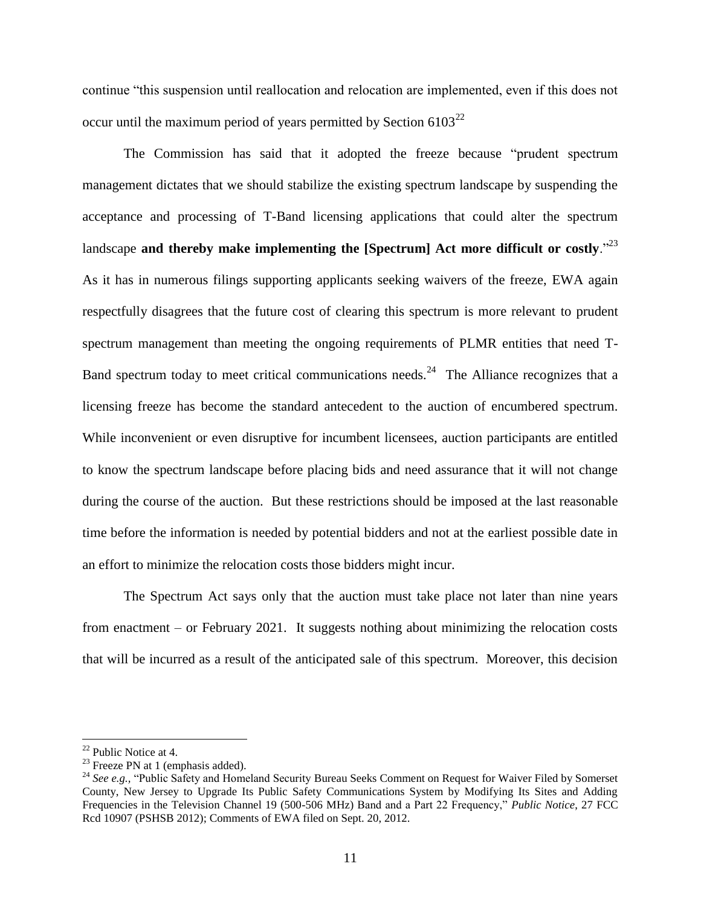continue "this suspension until reallocation and relocation are implemented, even if this does not occur until the maximum period of years permitted by Section 6103[22]

The Commission has said that it adopted the freeze because "prudent spectrum management dictates that we should stabilize the existing spectrum landscape by suspending the acceptance and processing of T-Band licensing applications that could alter the spectrum landscape **and thereby make implementing the [Spectrum] Act more difficult or costly**."[23] As it has in numerous filings supporting applicants seeking waivers of the freeze, EWA again respectfully disagrees that the future cost of clearing this spectrum is more relevant to prudent spectrum management than meeting the ongoing requirements of PLMR entities that need T-Band spectrum today to meet critical communications needs.[24] The Alliance recognizes that a licensing freeze has become the standard antecedent to the auction of encumbered spectrum. While inconvenient or even disruptive for incumbent licensees, auction participants are entitled to know the spectrum landscape before placing bids and need assurance that it will not change during the course of the auction. But these restrictions should be imposed at the last reasonable time before the information is needed by potential bidders and not at the earliest possible date in an effort to minimize the relocation costs those bidders might incur.

The Spectrum Act says only that the auction must take place not later than nine years from enactment – or February 2021. It suggests nothing about minimizing the relocation costs that will be incurred as a result of the anticipated sale of this spectrum. Moreover, this decision

---

[22] Public Notice at 4.

[23] Freeze PN at 1 (emphasis added).

[24] *See e.g.,* "Public Safety and Homeland Security Bureau Seeks Comment on Request for Waiver Filed by Somerset County, New Jersey to Upgrade Its Public Safety Communications System by Modifying Its Sites and Adding Frequencies in the Television Channel 19 (500-506 MHz) Band and a Part 22 Frequency," *Public Notice*, 27 FCC Rcd 10907 (PSHSB 2012); Comments of EWA filed on Sept. 20, 2012.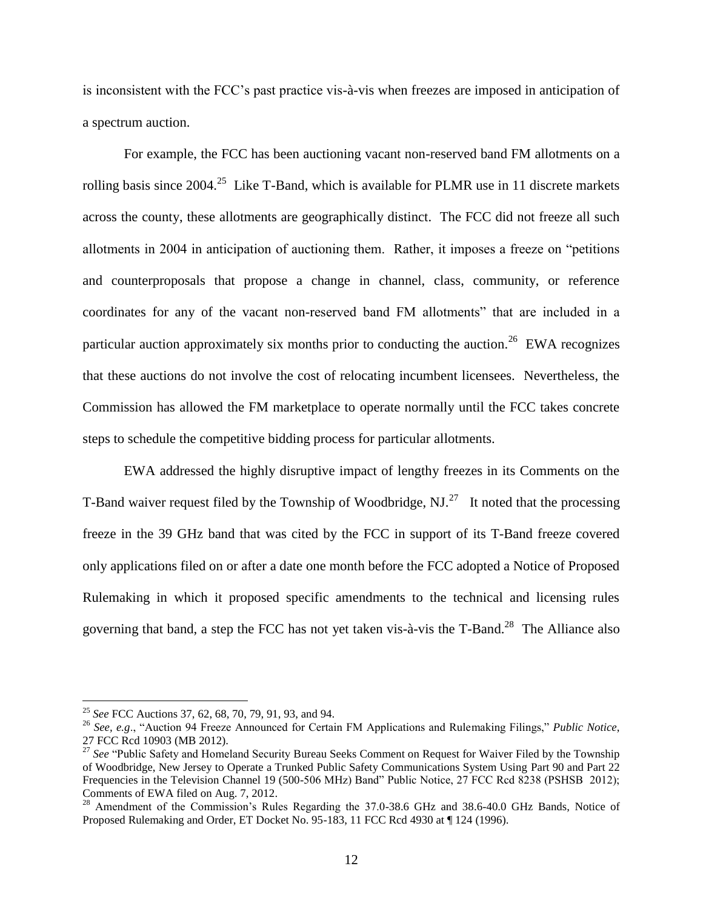is inconsistent with the FCC's past practice vis-à-vis when freezes are imposed in anticipation of a spectrum auction.

For example, the FCC has been auctioning vacant non-reserved band FM allotments on a rolling basis since 2004.[25] Like T-Band, which is available for PLMR use in 11 discrete markets across the county, these allotments are geographically distinct. The FCC did not freeze all such allotments in 2004 in anticipation of auctioning them. Rather, it imposes a freeze on "petitions and counterproposals that propose a change in channel, class, community, or reference coordinates for any of the vacant non-reserved band FM allotments" that are included in a particular auction approximately six months prior to conducting the auction.[26] EWA recognizes that these auctions do not involve the cost of relocating incumbent licensees. Nevertheless, the Commission has allowed the FM marketplace to operate normally until the FCC takes concrete steps to schedule the competitive bidding process for particular allotments.

EWA addressed the highly disruptive impact of lengthy freezes in its Comments on the T-Band waiver request filed by the Township of Woodbridge, NJ.[27] It noted that the processing freeze in the 39 GHz band that was cited by the FCC in support of its T-Band freeze covered only applications filed on or after a date one month before the FCC adopted a Notice of Proposed Rulemaking in which it proposed specific amendments to the technical and licensing rules governing that band, a step the FCC has not yet taken vis-à-vis the T-Band.[28] The Alliance also

---

[25] *See* FCC Auctions 37, 62, 68, 70, 79, 91, 93, and 94.

[26] *See, e.g.*, "Auction 94 Freeze Announced for Certain FM Applications and Rulemaking Filings," *Public Notice*, 27 FCC Rcd 10903 (MB 2012).

[27] *See* "Public Safety and Homeland Security Bureau Seeks Comment on Request for Waiver Filed by the Township of Woodbridge, New Jersey to Operate a Trunked Public Safety Communications System Using Part 90 and Part 22 Frequencies in the Television Channel 19 (500-506 MHz) Band" Public Notice, 27 FCC Rcd 8238 (PSHSB 2012); Comments of EWA filed on Aug. 7, 2012.

[28] Amendment of the Commission's Rules Regarding the 37.0-38.6 GHz and 38.6-40.0 GHz Bands, Notice of Proposed Rulemaking and Order, ET Docket No. 95-183, 11 FCC Rcd 4930 at ¶ 124 (1996).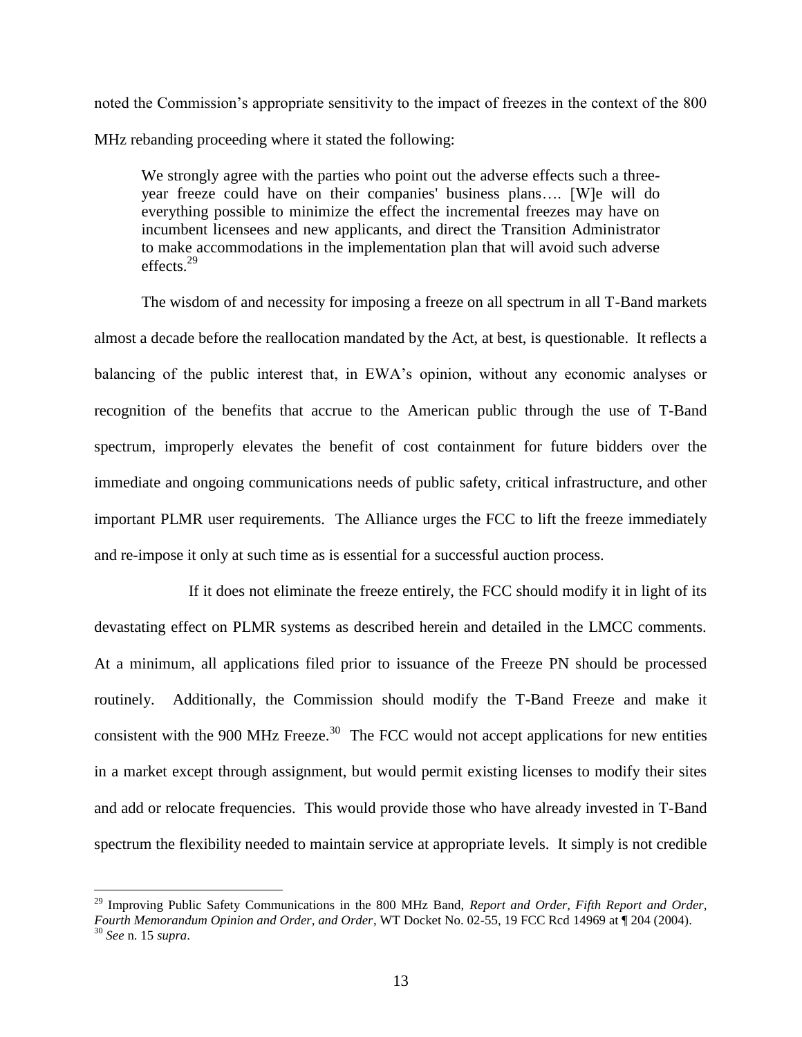noted the Commission's appropriate sensitivity to the impact of freezes in the context of the 800 MHz rebanding proceeding where it stated the following:

> We strongly agree with the parties who point out the adverse effects such a three-year freeze could have on their companies' business plans…. [W]e will do everything possible to minimize the effect the incremental freezes may have on incumbent licensees and new applicants, and direct the Transition Administrator to make accommodations in the implementation plan that will avoid such adverse effects.[29]

The wisdom of and necessity for imposing a freeze on all spectrum in all T-Band markets almost a decade before the reallocation mandated by the Act, at best, is questionable. It reflects a balancing of the public interest that, in EWA's opinion, without any economic analyses or recognition of the benefits that accrue to the American public through the use of T-Band spectrum, improperly elevates the benefit of cost containment for future bidders over the immediate and ongoing communications needs of public safety, critical infrastructure, and other important PLMR user requirements. The Alliance urges the FCC to lift the freeze immediately and re-impose it only at such time as is essential for a successful auction process.

If it does not eliminate the freeze entirely, the FCC should modify it in light of its devastating effect on PLMR systems as described herein and detailed in the LMCC comments. At a minimum, all applications filed prior to issuance of the Freeze PN should be processed routinely. Additionally, the Commission should modify the T-Band Freeze and make it consistent with the 900 MHz Freeze.[30] The FCC would not accept applications for new entities in a market except through assignment, but would permit existing licenses to modify their sites and add or relocate frequencies. This would provide those who have already invested in T-Band spectrum the flexibility needed to maintain service at appropriate levels. It simply is not credible

---

[29] Improving Public Safety Communications in the 800 MHz Band, *Report and Order, Fifth Report and Order, Fourth Memorandum Opinion and Order, and Order*, WT Docket No. 02-55, 19 FCC Rcd 14969 at ¶ 204 (2004).

[30] *See* n. 15 *supra*.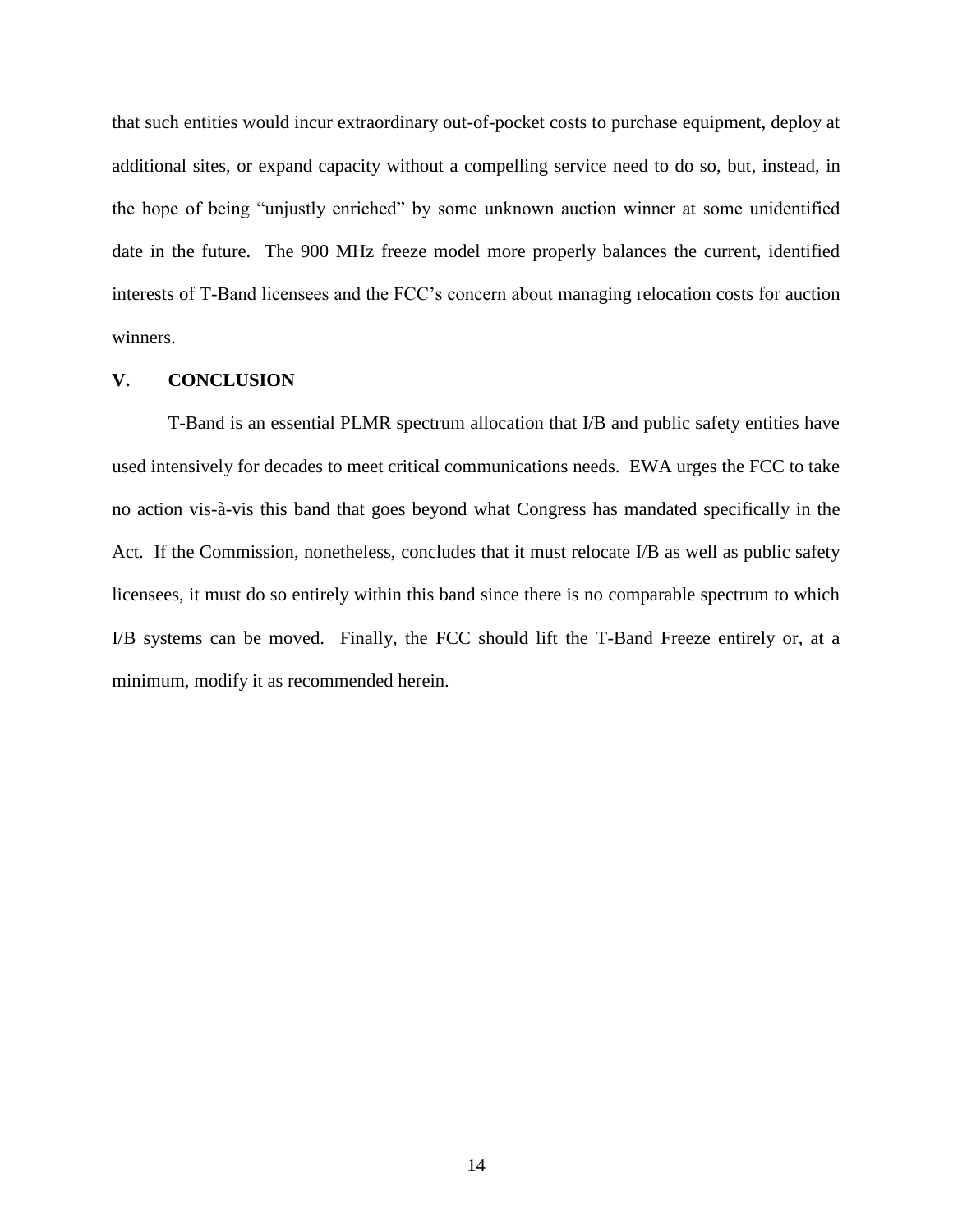that such entities would incur extraordinary out-of-pocket costs to purchase equipment, deploy at additional sites, or expand capacity without a compelling service need to do so, but, instead, in the hope of being "unjustly enriched" by some unknown auction winner at some unidentified date in the future. The 900 MHz freeze model more properly balances the current, identified interests of T-Band licensees and the FCC's concern about managing relocation costs for auction winners.

## V. CONCLUSION

T-Band is an essential PLMR spectrum allocation that I/B and public safety entities have used intensively for decades to meet critical communications needs. EWA urges the FCC to take no action vis-à-vis this band that goes beyond what Congress has mandated specifically in the Act. If the Commission, nonetheless, concludes that it must relocate I/B as well as public safety licensees, it must do so entirely within this band since there is no comparable spectrum to which I/B systems can be moved. Finally, the FCC should lift the T-Band Freeze entirely or, at a minimum, modify it as recommended herein.